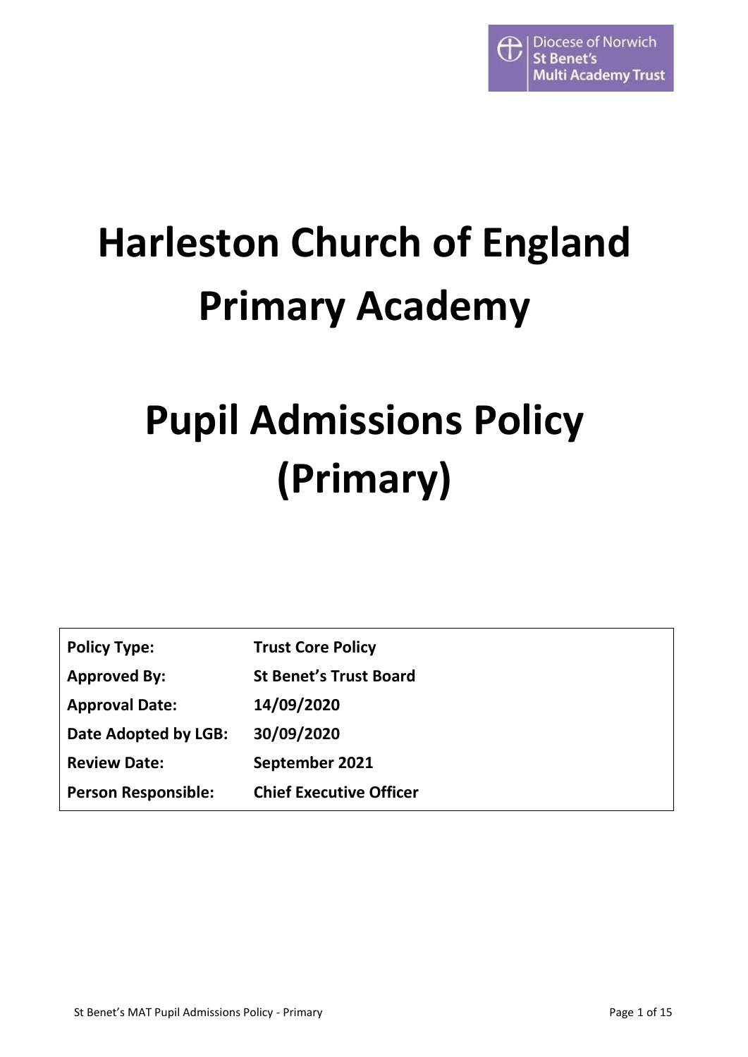Diocese of Norwich
St Benet's
Multi Academy Trust

# Harleston Church of England Primary Academy

# Pupil Admissions Policy (Primary)

| | |
|---|---|
| **Policy Type:** | **Trust Core Policy** |
| **Approved By:** | **St Benet's Trust Board** |
| **Approval Date:** | **14/09/2020** |
| **Date Adopted by LGB:** | **30/09/2020** |
| **Review Date:** | **September 2021** |
| **Person Responsible:** | **Chief Executive Officer** |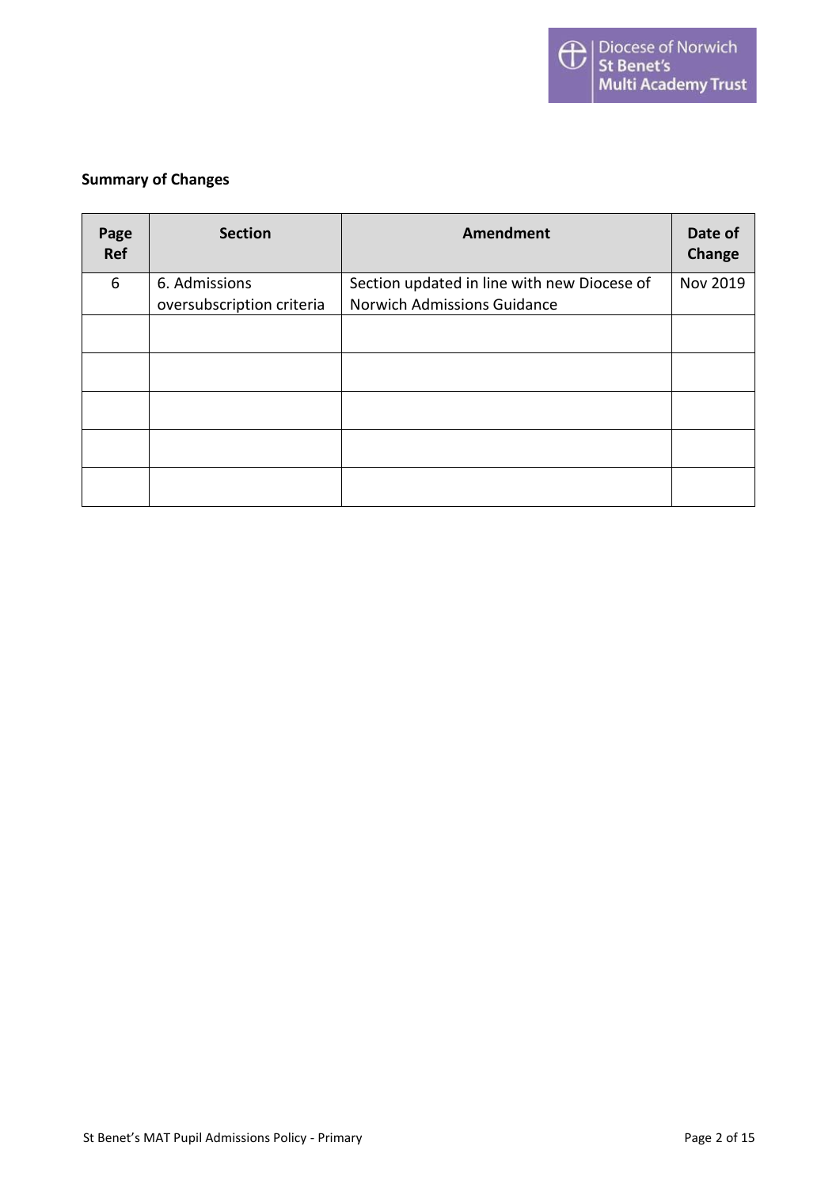**Summary of Changes**

| Page Ref | Section | Amendment | Date of Change |
|---|---|---|---|
| 6 | 6. Admissions oversubscription criteria | Section updated in line with new Diocese of Norwich Admissions Guidance | Nov 2019 |
| | | | |
| | | | |
| | | | |
| | | | |
| | | | |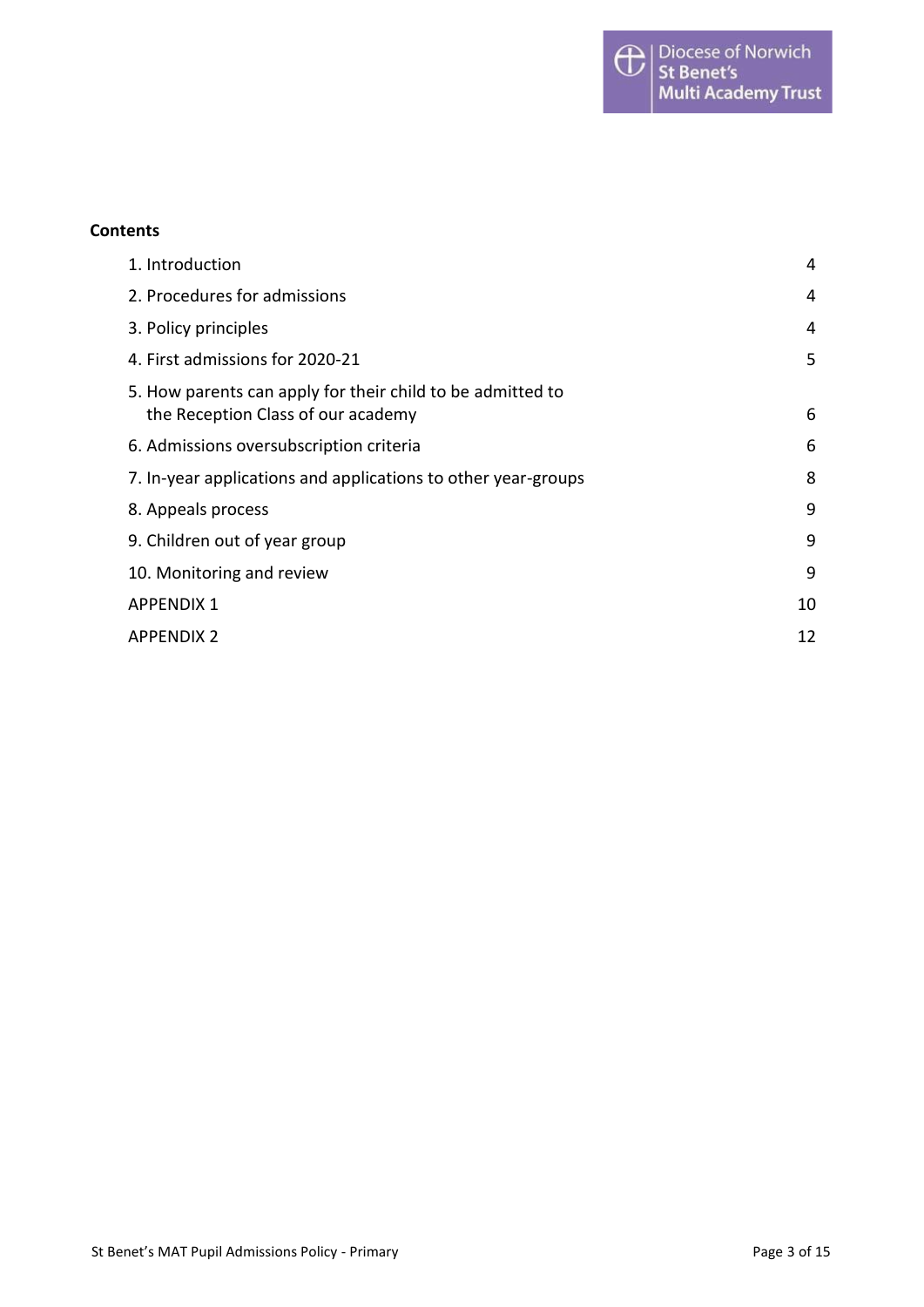**Contents**

| | |
|---|---|
| 1. Introduction | 4 |
| 2. Procedures for admissions | 4 |
| 3. Policy principles | 4 |
| 4. First admissions for 2020-21 | 5 |
| 5. How parents can apply for their child to be admitted to the Reception Class of our academy | 6 |
| 6. Admissions oversubscription criteria | 6 |
| 7. In-year applications and applications to other year-groups | 8 |
| 8. Appeals process | 9 |
| 9. Children out of year group | 9 |
| 10. Monitoring and review | 9 |
| APPENDIX 1 | 10 |
| APPENDIX 2 | 12 |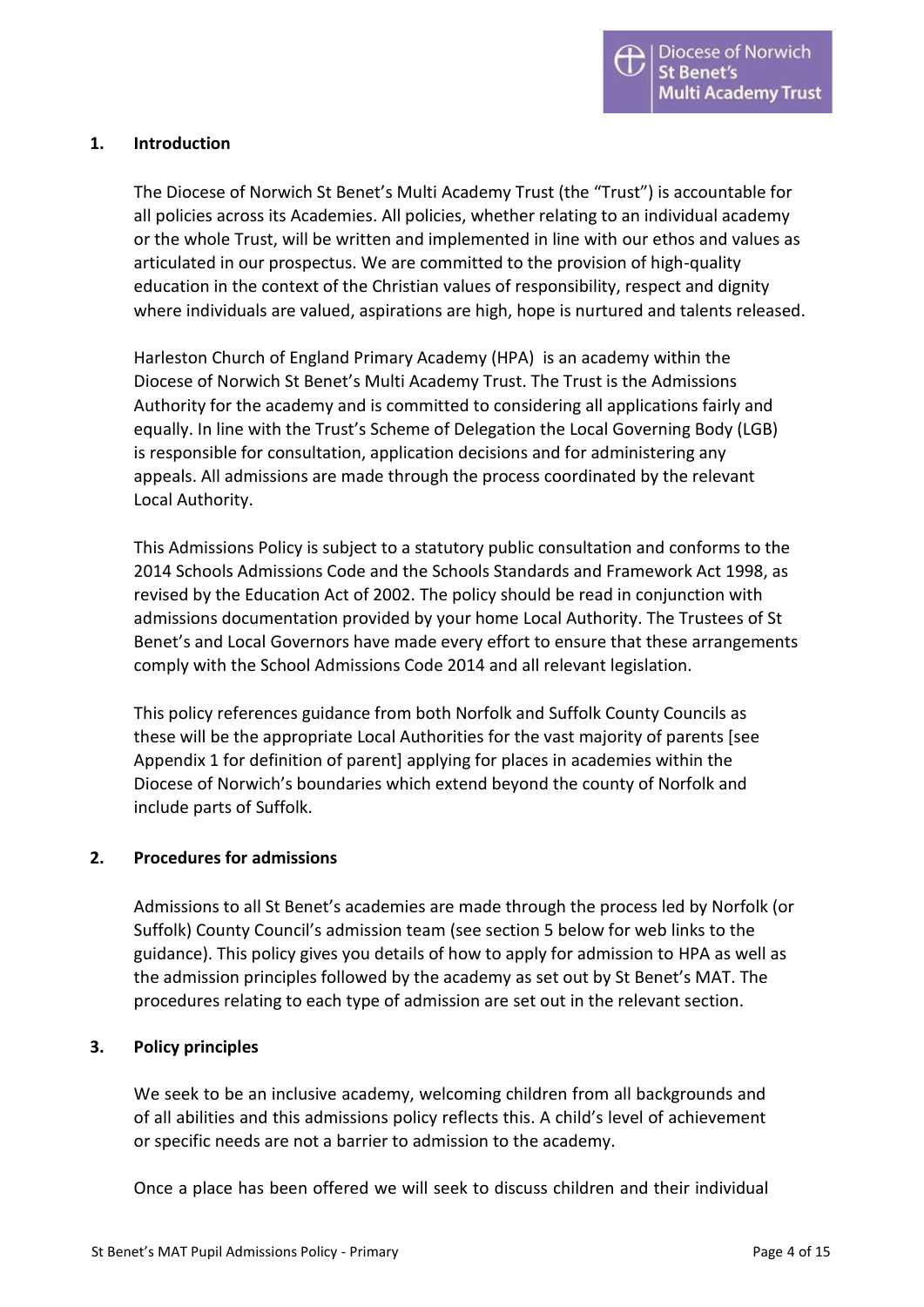## 1. Introduction

The Diocese of Norwich St Benet's Multi Academy Trust (the "Trust") is accountable for all policies across its Academies. All policies, whether relating to an individual academy or the whole Trust, will be written and implemented in line with our ethos and values as articulated in our prospectus. We are committed to the provision of high-quality education in the context of the Christian values of responsibility, respect and dignity where individuals are valued, aspirations are high, hope is nurtured and talents released.

Harleston Church of England Primary Academy (HPA) is an academy within the Diocese of Norwich St Benet's Multi Academy Trust. The Trust is the Admissions Authority for the academy and is committed to considering all applications fairly and equally. In line with the Trust's Scheme of Delegation the Local Governing Body (LGB) is responsible for consultation, application decisions and for administering any appeals. All admissions are made through the process coordinated by the relevant Local Authority.

This Admissions Policy is subject to a statutory public consultation and conforms to the 2014 Schools Admissions Code and the Schools Standards and Framework Act 1998, as revised by the Education Act of 2002. The policy should be read in conjunction with admissions documentation provided by your home Local Authority. The Trustees of St Benet's and Local Governors have made every effort to ensure that these arrangements comply with the School Admissions Code 2014 and all relevant legislation.

This policy references guidance from both Norfolk and Suffolk County Councils as these will be the appropriate Local Authorities for the vast majority of parents [see Appendix 1 for definition of parent] applying for places in academies within the Diocese of Norwich's boundaries which extend beyond the county of Norfolk and include parts of Suffolk.

## 2. Procedures for admissions

Admissions to all St Benet's academies are made through the process led by Norfolk (or Suffolk) County Council's admission team (see section 5 below for web links to the guidance). This policy gives you details of how to apply for admission to HPA as well as the admission principles followed by the academy as set out by St Benet's MAT. The procedures relating to each type of admission are set out in the relevant section.

## 3. Policy principles

We seek to be an inclusive academy, welcoming children from all backgrounds and of all abilities and this admissions policy reflects this. A child's level of achievement or specific needs are not a barrier to admission to the academy.

Once a place has been offered we will seek to discuss children and their individual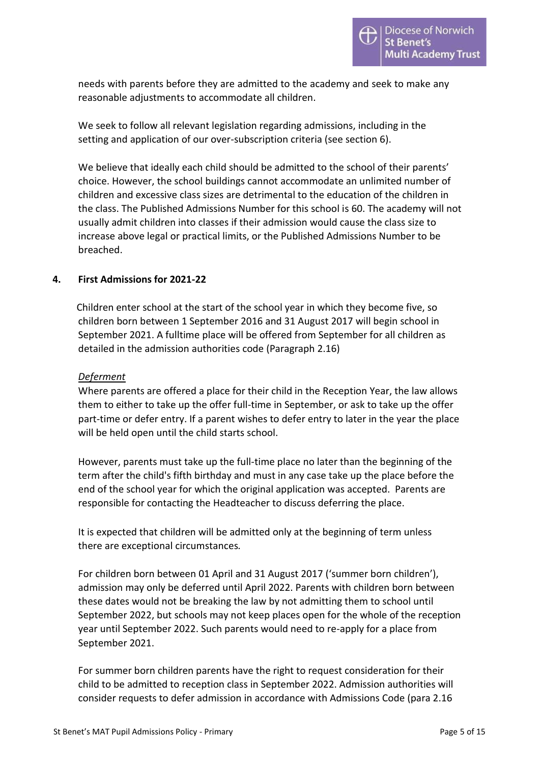needs with parents before they are admitted to the academy and seek to make any reasonable adjustments to accommodate all children.

We seek to follow all relevant legislation regarding admissions, including in the setting and application of our over-subscription criteria (see section 6).

We believe that ideally each child should be admitted to the school of their parents' choice. However, the school buildings cannot accommodate an unlimited number of children and excessive class sizes are detrimental to the education of the children in the class. The Published Admissions Number for this school is 60. The academy will not usually admit children into classes if their admission would cause the class size to increase above legal or practical limits, or the Published Admissions Number to be breached.

## 4. First Admissions for 2021-22

Children enter school at the start of the school year in which they become five, so children born between 1 September 2016 and 31 August 2017 will begin school in September 2021. A fulltime place will be offered from September for all children as detailed in the admission authorities code (Paragraph 2.16)

*Deferment*

Where parents are offered a place for their child in the Reception Year, the law allows them to either to take up the offer full-time in September, or ask to take up the offer part-time or defer entry. If a parent wishes to defer entry to later in the year the place will be held open until the child starts school.

However, parents must take up the full-time place no later than the beginning of the term after the child's fifth birthday and must in any case take up the place before the end of the school year for which the original application was accepted. Parents are responsible for contacting the Headteacher to discuss deferring the place.

It is expected that children will be admitted only at the beginning of term unless there are exceptional circumstances*.*

For children born between 01 April and 31 August 2017 ('summer born children'), admission may only be deferred until April 2022. Parents with children born between these dates would not be breaking the law by not admitting them to school until September 2022, but schools may not keep places open for the whole of the reception year until September 2022. Such parents would need to re-apply for a place from September 2021.

For summer born children parents have the right to request consideration for their child to be admitted to reception class in September 2022. Admission authorities will consider requests to defer admission in accordance with Admissions Code (para 2.16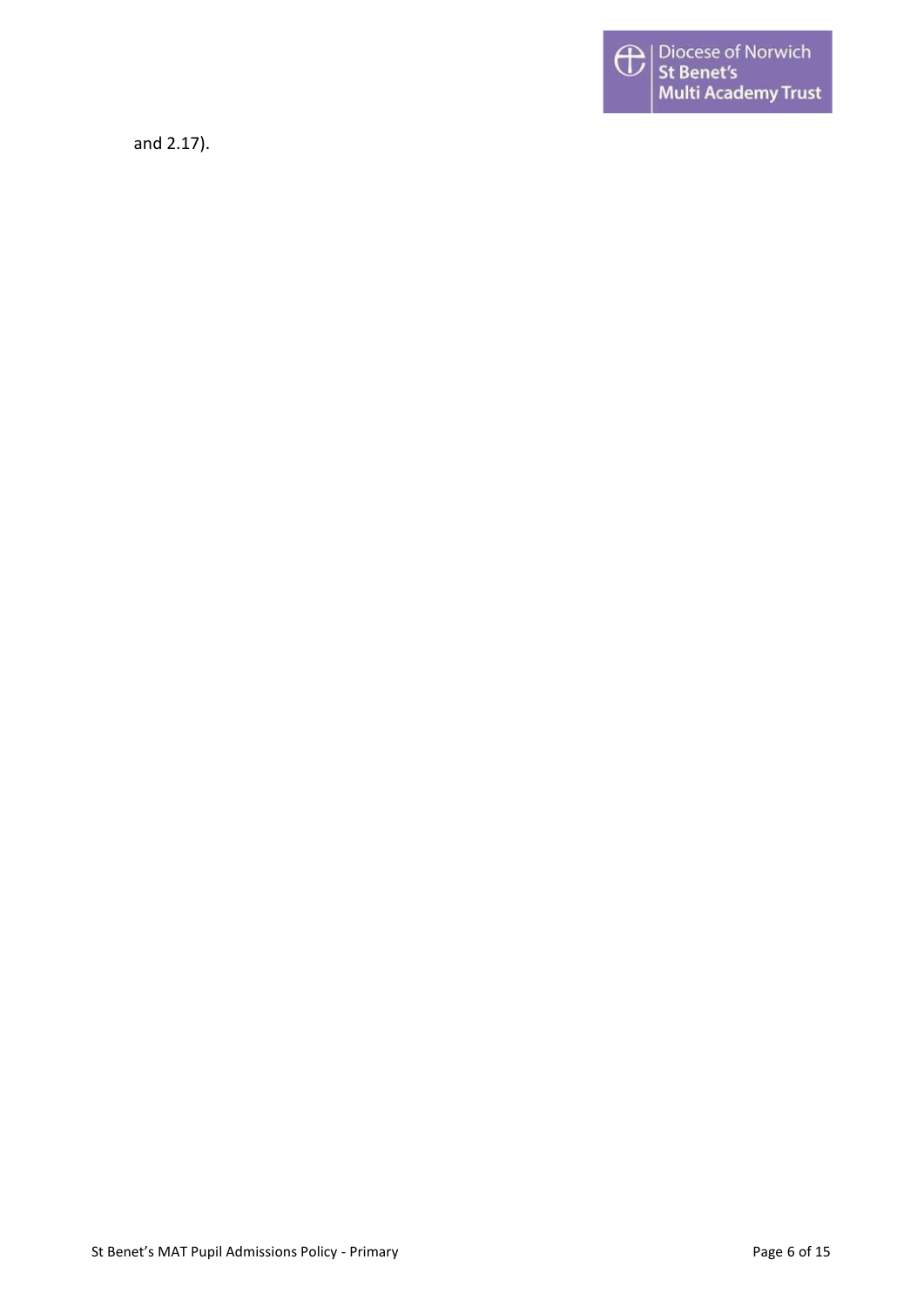and 2.17).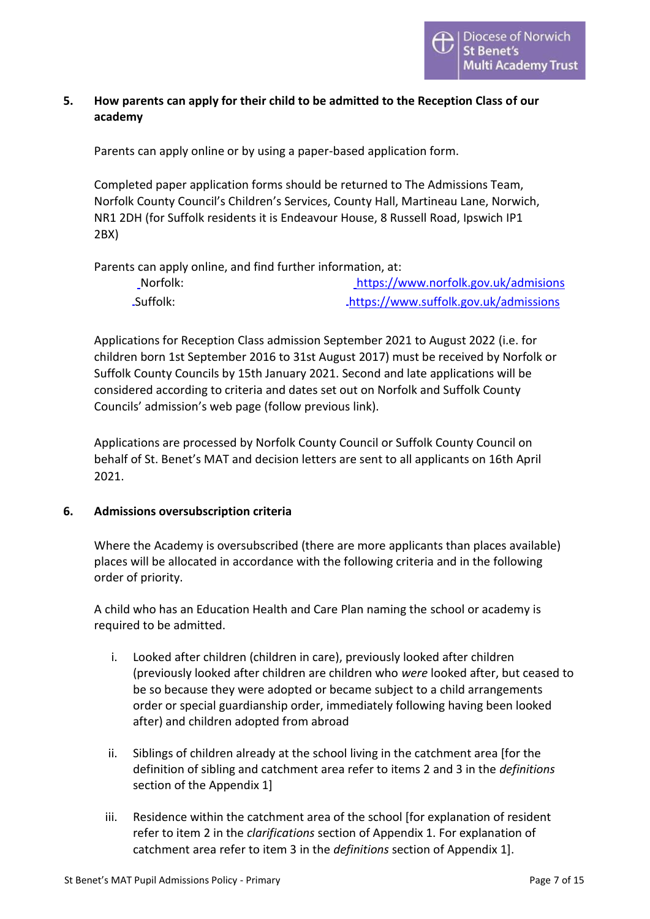## 5. How parents can apply for their child to be admitted to the Reception Class of our academy

Parents can apply online or by using a paper-based application form.

Completed paper application forms should be returned to The Admissions Team, Norfolk County Council's Children's Services, County Hall, Martineau Lane, Norwich, NR1 2DH (for Suffolk residents it is Endeavour House, 8 Russell Road, Ipswich IP1 2BX)

Parents can apply online, and find further information, at:

| | |
|---|---|
| Norfolk: | https://www.norfolk.gov.uk/admisions |
| Suffolk: | https://www.suffolk.gov.uk/admissions |

Applications for Reception Class admission September 2021 to August 2022 (i.e. for children born 1st September 2016 to 31st August 2017) must be received by Norfolk or Suffolk County Councils by 15th January 2021. Second and late applications will be considered according to criteria and dates set out on Norfolk and Suffolk County Councils' admission's web page (follow previous link).

Applications are processed by Norfolk County Council or Suffolk County Council on behalf of St. Benet's MAT and decision letters are sent to all applicants on 16th April 2021.

## 6. Admissions oversubscription criteria

Where the Academy is oversubscribed (there are more applicants than places available) places will be allocated in accordance with the following criteria and in the following order of priority.

A child who has an Education Health and Care Plan naming the school or academy is required to be admitted.

i. Looked after children (children in care), previously looked after children (previously looked after children are children who *were* looked after, but ceased to be so because they were adopted or became subject to a child arrangements order or special guardianship order, immediately following having been looked after) and children adopted from abroad

ii. Siblings of children already at the school living in the catchment area [for the definition of sibling and catchment area refer to items 2 and 3 in the *definitions* section of the Appendix 1]

iii. Residence within the catchment area of the school [for explanation of resident refer to item 2 in the *clarifications* section of Appendix 1. For explanation of catchment area refer to item 3 in the *definitions* section of Appendix 1].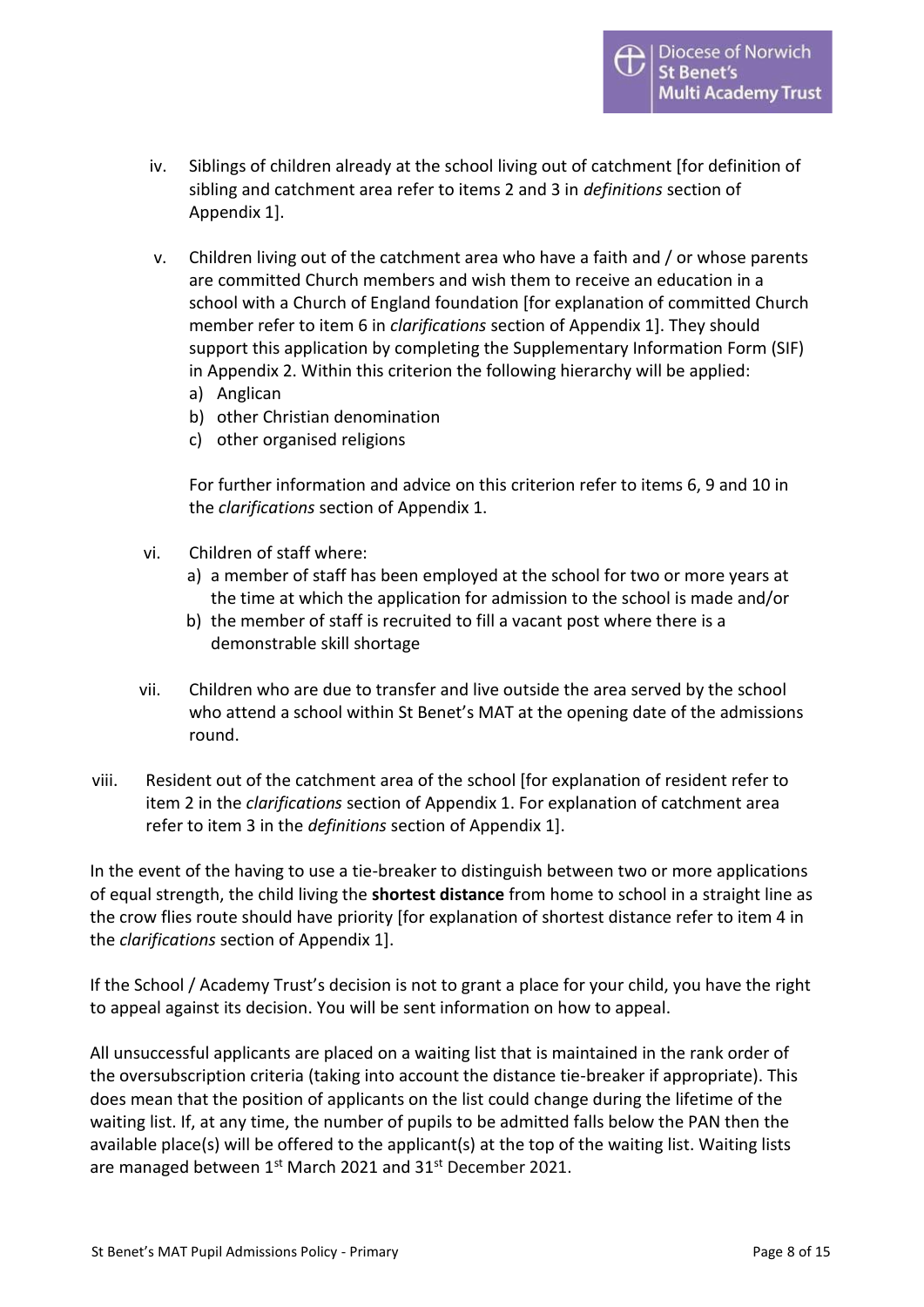iv. Siblings of children already at the school living out of catchment [for definition of sibling and catchment area refer to items 2 and 3 in *definitions* section of Appendix 1].

v. Children living out of the catchment area who have a faith and / or whose parents are committed Church members and wish them to receive an education in a school with a Church of England foundation [for explanation of committed Church member refer to item 6 in *clarifications* section of Appendix 1]. They should support this application by completing the Supplementary Information Form (SIF) in Appendix 2. Within this criterion the following hierarchy will be applied:
   a) Anglican
   b) other Christian denomination
   c) other organised religions

   For further information and advice on this criterion refer to items 6, 9 and 10 in the *clarifications* section of Appendix 1.

vi. Children of staff where:
   a) a member of staff has been employed at the school for two or more years at the time at which the application for admission to the school is made and/or
   b) the member of staff is recruited to fill a vacant post where there is a demonstrable skill shortage

vii. Children who are due to transfer and live outside the area served by the school who attend a school within St Benet's MAT at the opening date of the admissions round.

viii. Resident out of the catchment area of the school [for explanation of resident refer to item 2 in the *clarifications* section of Appendix 1. For explanation of catchment area refer to item 3 in the *definitions* section of Appendix 1].

In the event of the having to use a tie-breaker to distinguish between two or more applications of equal strength, the child living the **shortest distance** from home to school in a straight line as the crow flies route should have priority [for explanation of shortest distance refer to item 4 in the *clarifications* section of Appendix 1].

If the School / Academy Trust's decision is not to grant a place for your child, you have the right to appeal against its decision. You will be sent information on how to appeal.

All unsuccessful applicants are placed on a waiting list that is maintained in the rank order of the oversubscription criteria (taking into account the distance tie-breaker if appropriate). This does mean that the position of applicants on the list could change during the lifetime of the waiting list. If, at any time, the number of pupils to be admitted falls below the PAN then the available place(s) will be offered to the applicant(s) at the top of the waiting list. Waiting lists are managed between 1st March 2021 and 31st December 2021.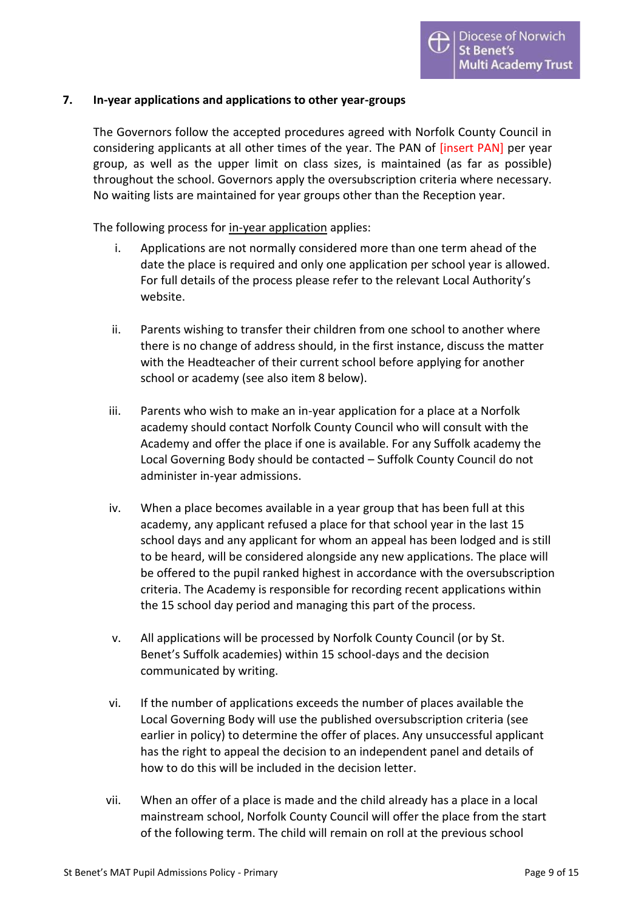## 7. In-year applications and applications to other year-groups

The Governors follow the accepted procedures agreed with Norfolk County Council in considering applicants at all other times of the year. The PAN of [insert PAN] per year group, as well as the upper limit on class sizes, is maintained (as far as possible) throughout the school. Governors apply the oversubscription criteria where necessary. No waiting lists are maintained for year groups other than the Reception year.

The following process for in-year application applies:

i. Applications are not normally considered more than one term ahead of the date the place is required and only one application per school year is allowed. For full details of the process please refer to the relevant Local Authority's website.

ii. Parents wishing to transfer their children from one school to another where there is no change of address should, in the first instance, discuss the matter with the Headteacher of their current school before applying for another school or academy (see also item 8 below).

iii. Parents who wish to make an in-year application for a place at a Norfolk academy should contact Norfolk County Council who will consult with the Academy and offer the place if one is available. For any Suffolk academy the Local Governing Body should be contacted – Suffolk County Council do not administer in-year admissions.

iv. When a place becomes available in a year group that has been full at this academy, any applicant refused a place for that school year in the last 15 school days and any applicant for whom an appeal has been lodged and is still to be heard, will be considered alongside any new applications. The place will be offered to the pupil ranked highest in accordance with the oversubscription criteria. The Academy is responsible for recording recent applications within the 15 school day period and managing this part of the process.

v. All applications will be processed by Norfolk County Council (or by St. Benet's Suffolk academies) within 15 school-days and the decision communicated by writing.

vi. If the number of applications exceeds the number of places available the Local Governing Body will use the published oversubscription criteria (see earlier in policy) to determine the offer of places. Any unsuccessful applicant has the right to appeal the decision to an independent panel and details of how to do this will be included in the decision letter.

vii. When an offer of a place is made and the child already has a place in a local mainstream school, Norfolk County Council will offer the place from the start of the following term. The child will remain on roll at the previous school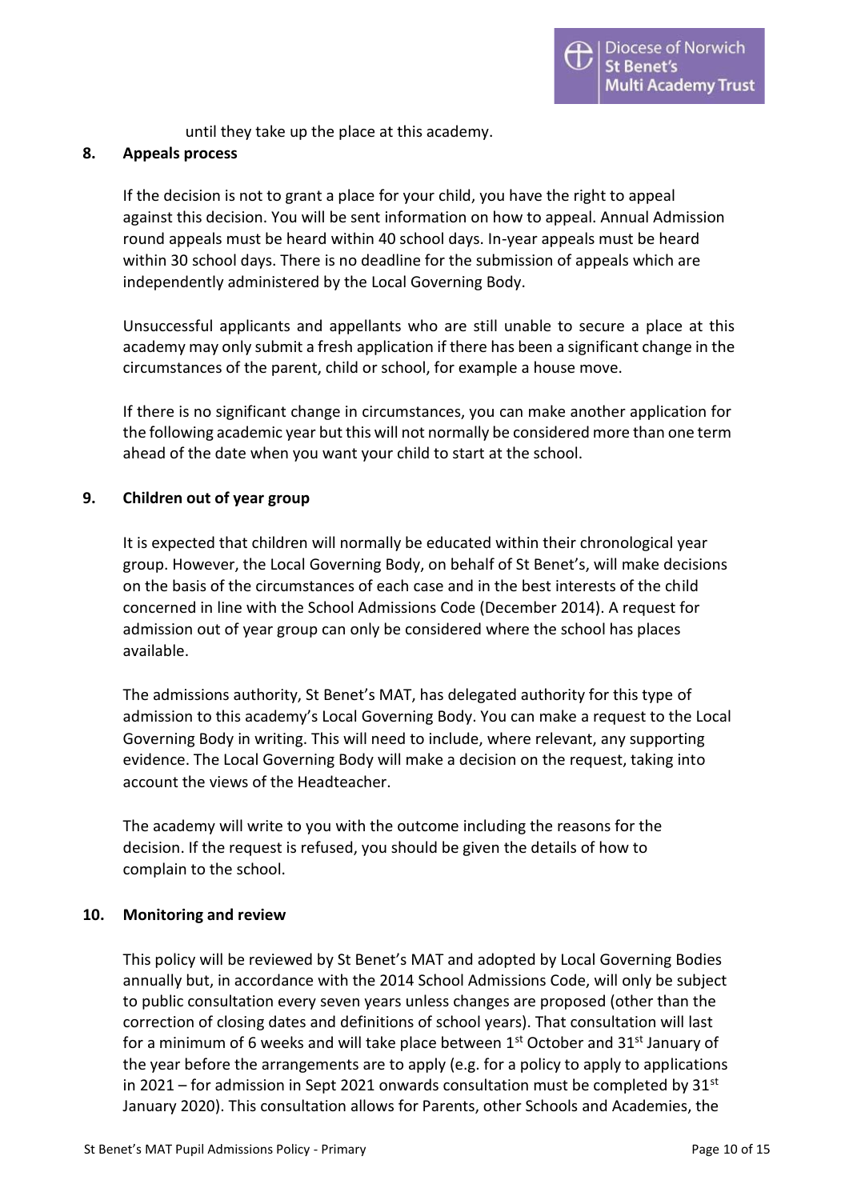until they take up the place at this academy.

## 8. Appeals process

If the decision is not to grant a place for your child, you have the right to appeal against this decision. You will be sent information on how to appeal. Annual Admission round appeals must be heard within 40 school days. In-year appeals must be heard within 30 school days. There is no deadline for the submission of appeals which are independently administered by the Local Governing Body.

Unsuccessful applicants and appellants who are still unable to secure a place at this academy may only submit a fresh application if there has been a significant change in the circumstances of the parent, child or school, for example a house move.

If there is no significant change in circumstances, you can make another application for the following academic year but this will not normally be considered more than one term ahead of the date when you want your child to start at the school.

## 9. Children out of year group

It is expected that children will normally be educated within their chronological year group. However, the Local Governing Body, on behalf of St Benet's, will make decisions on the basis of the circumstances of each case and in the best interests of the child concerned in line with the School Admissions Code (December 2014). A request for admission out of year group can only be considered where the school has places available.

The admissions authority, St Benet's MAT, has delegated authority for this type of admission to this academy's Local Governing Body. You can make a request to the Local Governing Body in writing. This will need to include, where relevant, any supporting evidence. The Local Governing Body will make a decision on the request, taking into account the views of the Headteacher.

The academy will write to you with the outcome including the reasons for the decision. If the request is refused, you should be given the details of how to complain to the school.

## 10. Monitoring and review

This policy will be reviewed by St Benet's MAT and adopted by Local Governing Bodies annually but, in accordance with the 2014 School Admissions Code, will only be subject to public consultation every seven years unless changes are proposed (other than the correction of closing dates and definitions of school years). That consultation will last for a minimum of 6 weeks and will take place between 1st October and 31st January of the year before the arrangements are to apply (e.g. for a policy to apply to applications in 2021 – for admission in Sept 2021 onwards consultation must be completed by 31st January 2020). This consultation allows for Parents, other Schools and Academies, the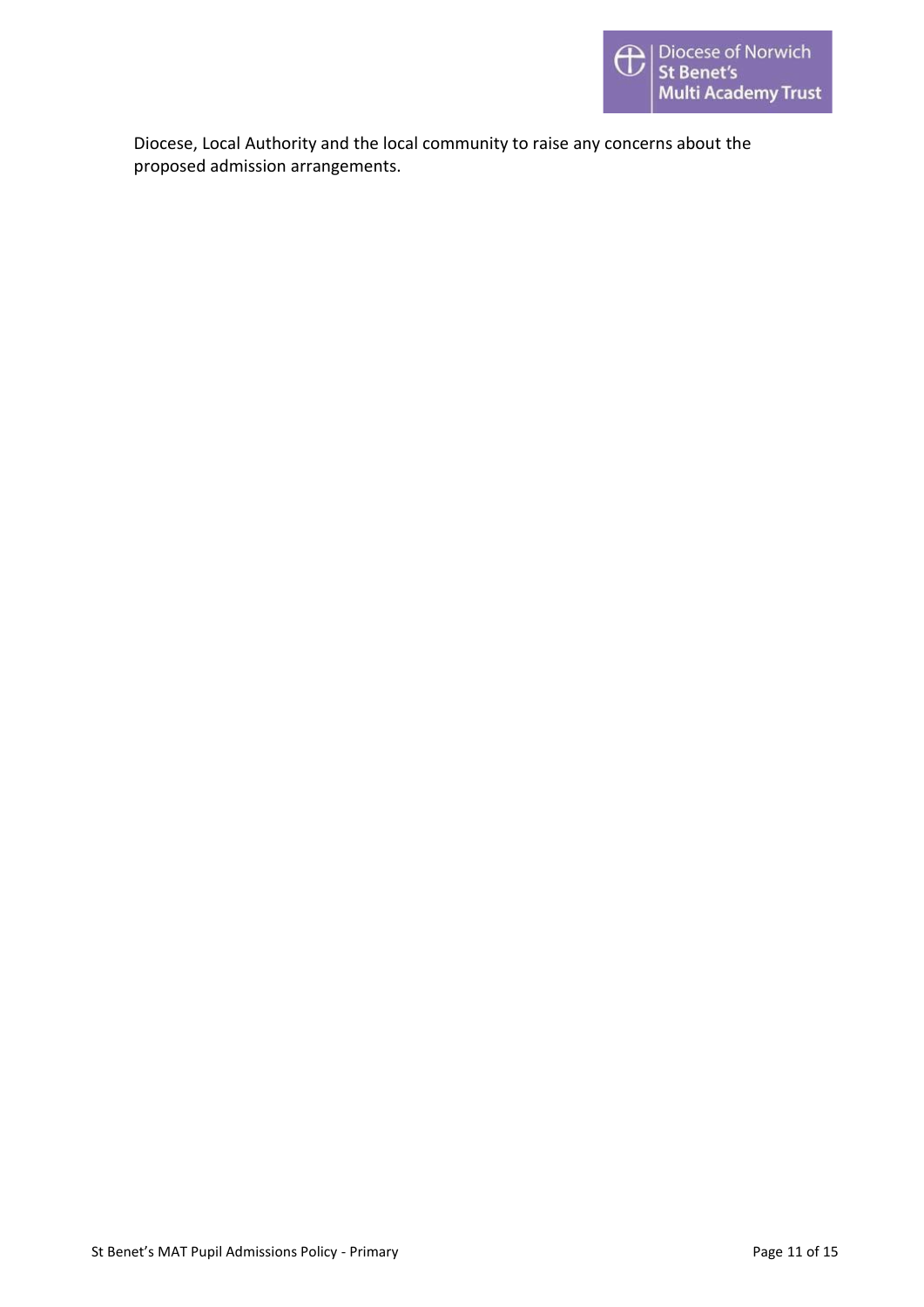Diocese, Local Authority and the local community to raise any concerns about the proposed admission arrangements.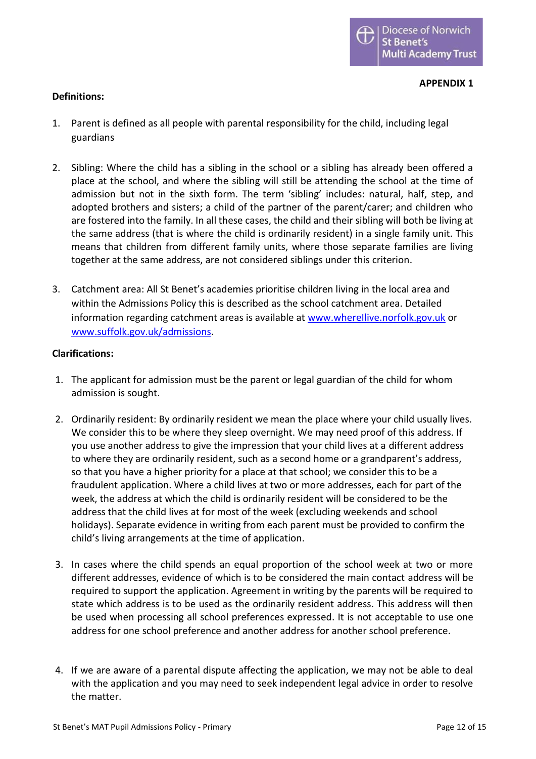**APPENDIX 1**

**Definitions:**

1. Parent is defined as all people with parental responsibility for the child, including legal guardians

2. Sibling: Where the child has a sibling in the school or a sibling has already been offered a place at the school, and where the sibling will still be attending the school at the time of admission but not in the sixth form. The term 'sibling' includes: natural, half, step, and adopted brothers and sisters; a child of the partner of the parent/carer; and children who are fostered into the family. In all these cases, the child and their sibling will both be living at the same address (that is where the child is ordinarily resident) in a single family unit. This means that children from different family units, where those separate families are living together at the same address, are not considered siblings under this criterion.

3. Catchment area: All St Benet's academies prioritise children living in the local area and within the Admissions Policy this is described as the school catchment area. Detailed information regarding catchment areas is available at www.whereIlive.norfolk.gov.uk or www.suffolk.gov.uk/admissions.

**Clarifications:**

1. The applicant for admission must be the parent or legal guardian of the child for whom admission is sought.

2. Ordinarily resident: By ordinarily resident we mean the place where your child usually lives. We consider this to be where they sleep overnight. We may need proof of this address. If you use another address to give the impression that your child lives at a different address to where they are ordinarily resident, such as a second home or a grandparent's address, so that you have a higher priority for a place at that school; we consider this to be a fraudulent application. Where a child lives at two or more addresses, each for part of the week, the address at which the child is ordinarily resident will be considered to be the address that the child lives at for most of the week (excluding weekends and school holidays). Separate evidence in writing from each parent must be provided to confirm the child's living arrangements at the time of application.

3. In cases where the child spends an equal proportion of the school week at two or more different addresses, evidence of which is to be considered the main contact address will be required to support the application. Agreement in writing by the parents will be required to state which address is to be used as the ordinarily resident address. This address will then be used when processing all school preferences expressed. It is not acceptable to use one address for one school preference and another address for another school preference.

4. If we are aware of a parental dispute affecting the application, we may not be able to deal with the application and you may need to seek independent legal advice in order to resolve the matter.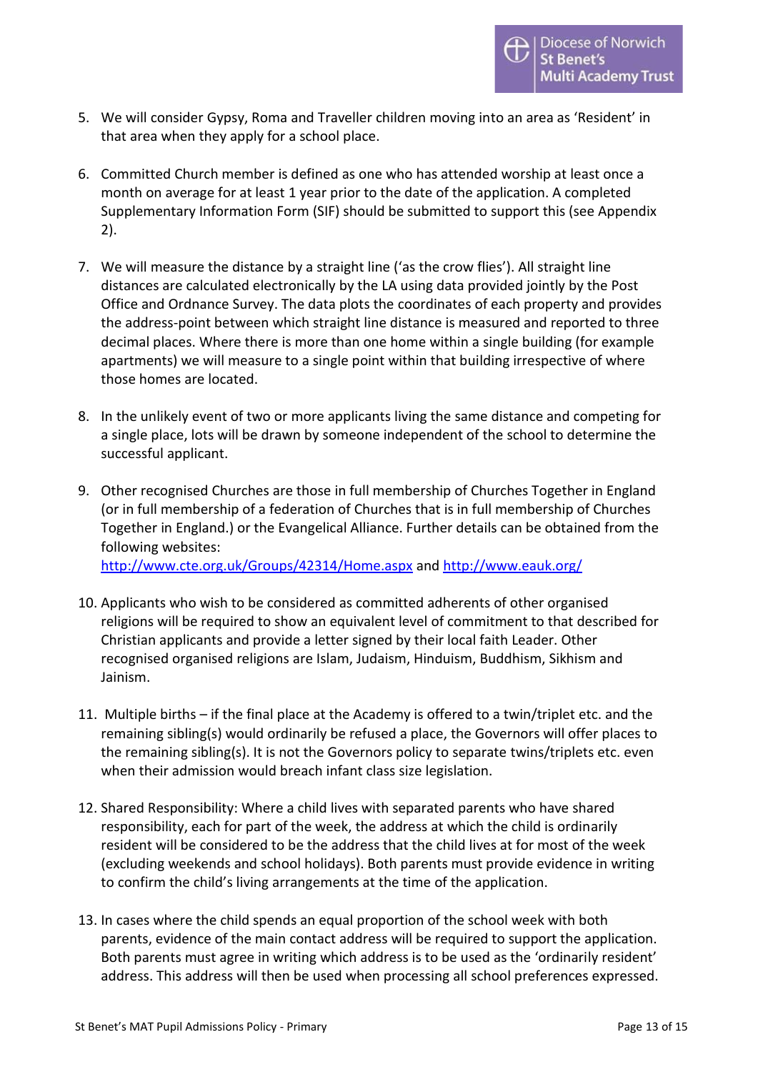5. We will consider Gypsy, Roma and Traveller children moving into an area as 'Resident' in that area when they apply for a school place.

6. Committed Church member is defined as one who has attended worship at least once a month on average for at least 1 year prior to the date of the application. A completed Supplementary Information Form (SIF) should be submitted to support this (see Appendix 2).

7. We will measure the distance by a straight line ('as the crow flies'). All straight line distances are calculated electronically by the LA using data provided jointly by the Post Office and Ordnance Survey. The data plots the coordinates of each property and provides the address-point between which straight line distance is measured and reported to three decimal places. Where there is more than one home within a single building (for example apartments) we will measure to a single point within that building irrespective of where those homes are located.

8. In the unlikely event of two or more applicants living the same distance and competing for a single place, lots will be drawn by someone independent of the school to determine the successful applicant.

9. Other recognised Churches are those in full membership of Churches Together in England (or in full membership of a federation of Churches that is in full membership of Churches Together in England.) or the Evangelical Alliance. Further details can be obtained from the following websites:
   [http://www.cte.org.uk/Groups/42314/Home.aspx](http://www.cte.org.uk/Groups/42314/Home.aspx) and [http://www.eauk.org/](http://www.eauk.org/)

10. Applicants who wish to be considered as committed adherents of other organised religions will be required to show an equivalent level of commitment to that described for Christian applicants and provide a letter signed by their local faith Leader. Other recognised organised religions are Islam, Judaism, Hinduism, Buddhism, Sikhism and Jainism.

11. Multiple births – if the final place at the Academy is offered to a twin/triplet etc. and the remaining sibling(s) would ordinarily be refused a place, the Governors will offer places to the remaining sibling(s). It is not the Governors policy to separate twins/triplets etc. even when their admission would breach infant class size legislation.

12. Shared Responsibility: Where a child lives with separated parents who have shared responsibility, each for part of the week, the address at which the child is ordinarily resident will be considered to be the address that the child lives at for most of the week (excluding weekends and school holidays). Both parents must provide evidence in writing to confirm the child's living arrangements at the time of the application.

13. In cases where the child spends an equal proportion of the school week with both parents, evidence of the main contact address will be required to support the application. Both parents must agree in writing which address is to be used as the 'ordinarily resident' address. This address will then be used when processing all school preferences expressed.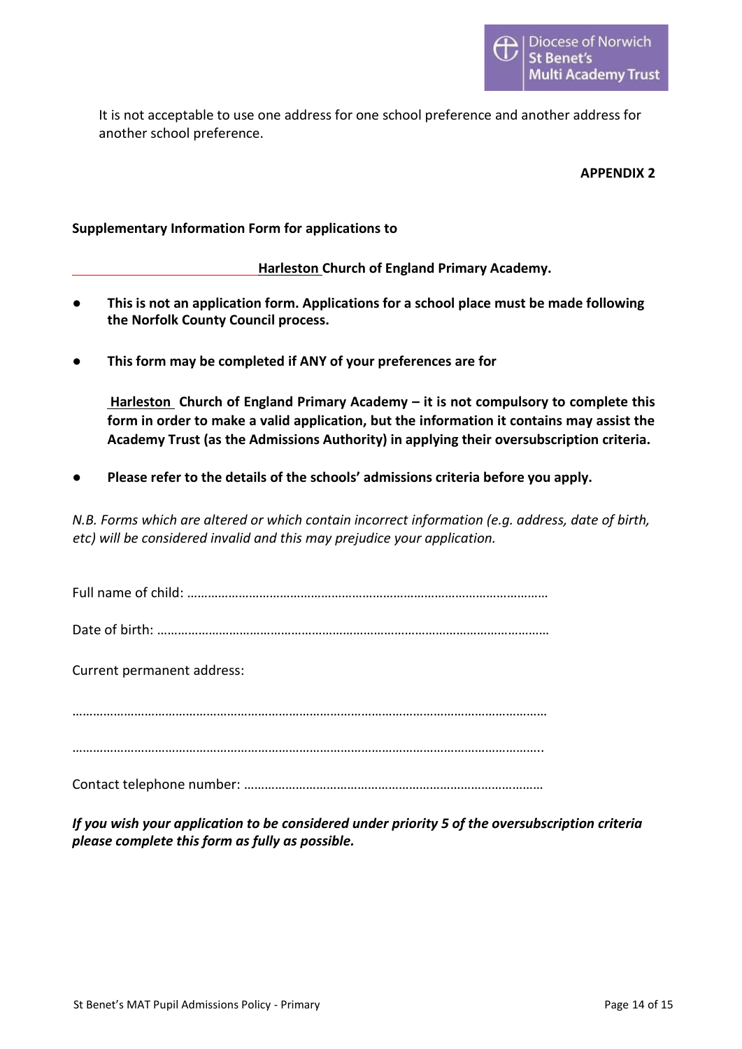It is not acceptable to use one address for one school preference and another address for another school preference.

**APPENDIX 2**

**Supplementary Information Form for applications to**

**Harleston Church of England Primary Academy.**

- **This is not an application form. Applications for a school place must be made following the Norfolk County Council process.**
- **This form may be completed if ANY of your preferences are for**

  **Harleston Church of England Primary Academy – it is not compulsory to complete this form in order to make a valid application, but the information it contains may assist the Academy Trust (as the Admissions Authority) in applying their oversubscription criteria.**
- **Please refer to the details of the schools' admissions criteria before you apply.**

*N.B. Forms which are altered or which contain incorrect information (e.g. address, date of birth, etc) will be considered invalid and this may prejudice your application.*

Full name of child: ……………………………………………………………………………………………

Date of birth: ……………………………………………………………………………………………………

Current permanent address:

…………………………………………………………………………………………………………………………

…………………………………………………………………………………………………………………………

Contact telephone number: …………………………………………………………………………

***If you wish your application to be considered under priority 5 of the oversubscription criteria please complete this form as fully as possible.***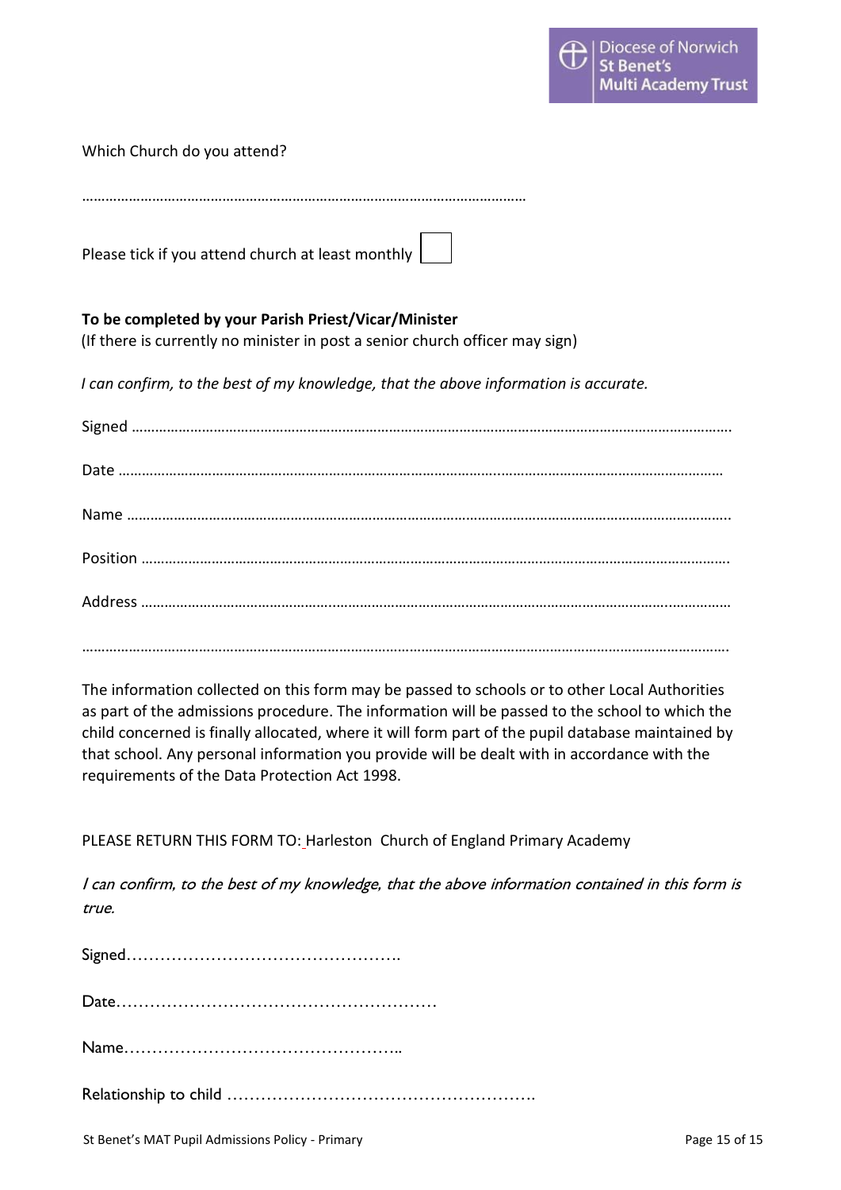Which Church do you attend?

………………………………………………………………………………………………………

Please tick if you attend church at least monthly ☐

**To be completed by your Parish Priest/Vicar/Minister**
(If there is currently no minister in post a senior church officer may sign)

*I can confirm, to the best of my knowledge, that the above information is accurate.*

Signed ……………………………………………………………………………………………………………………………….

Date ………………………………………………………………………………………………………………………………

Name ………………………………………………………………………………………………………………………………..

Position …………………………………………………………………………………………………………………………….

Address ……………………………………………………………………………………………………………………………

…………………………………………………………………………………………………………………………………………….

The information collected on this form may be passed to schools or to other Local Authorities as part of the admissions procedure. The information will be passed to the school to which the child concerned is finally allocated, where it will form part of the pupil database maintained by that school. Any personal information you provide will be dealt with in accordance with the requirements of the Data Protection Act 1998.

PLEASE RETURN THIS FORM TO: Harleston Church of England Primary Academy

*I can confirm, to the best of my knowledge, that the above information contained in this form is true.*

Signed………………………………………….

Date…………………………………………………

Name…………………………………………..

Relationship to child ……………………………………………….